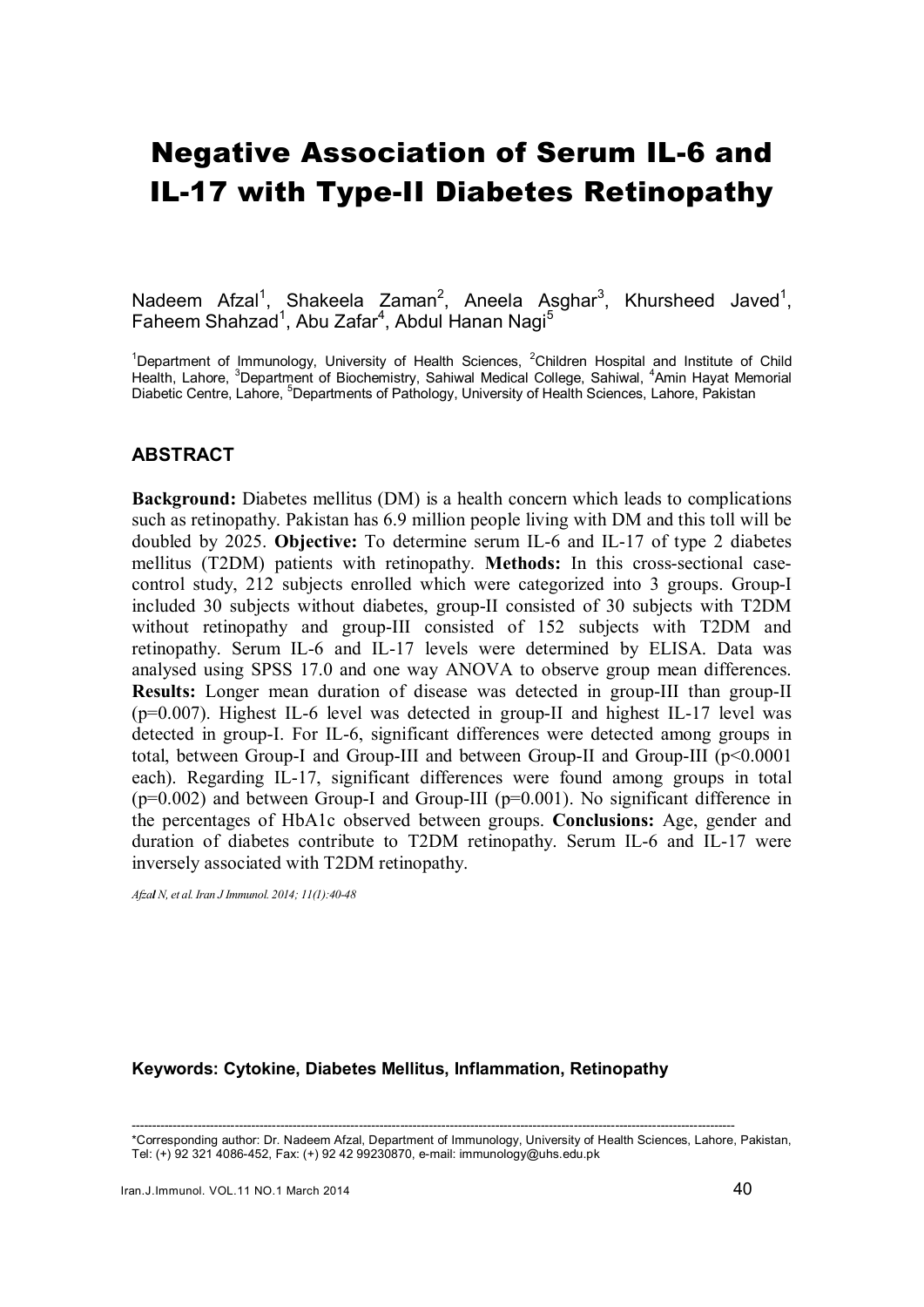# Negative Association of Serum IL-6 and IL-17 with Type-II Diabetes Retinopathy

Nadeem Afzal[1], Shakeela Zaman[2], Aneela Asghar[3], Khursheed Javed[1], Faheem Shahzad[1], Abu Zafar[4], Abdul Hanan Nagi[5]

[1]Department of Immunology, University of Health Sciences, [2]Children Hospital and Institute of Child Health, Lahore, [3]Department of Biochemistry, Sahiwal Medical College, Sahiwal, [4]Amin Hayat Memorial Diabetic Centre, Lahore, [5]Departments of Pathology, University of Health Sciences, Lahore, Pakistan

## ABSTRACT

**Background:** Diabetes mellitus (DM) is a health concern which leads to complications such as retinopathy. Pakistan has 6.9 million people living with DM and this toll will be doubled by 2025. **Objective:** To determine serum IL-6 and IL-17 of type 2 diabetes mellitus (T2DM) patients with retinopathy. **Methods:** In this cross-sectional case-control study, 212 subjects enrolled which were categorized into 3 groups. Group-I included 30 subjects without diabetes, group-II consisted of 30 subjects with T2DM without retinopathy and group-III consisted of 152 subjects with T2DM and retinopathy. Serum IL-6 and IL-17 levels were determined by ELISA. Data was analysed using SPSS 17.0 and one way ANOVA to observe group mean differences. **Results:** Longer mean duration of disease was detected in group-III than group-II ($p=0.007$). Highest IL-6 level was detected in group-II and highest IL-17 level was detected in group-I. For IL-6, significant differences were detected among groups in total, between Group-I and Group-III and between Group-II and Group-III ($p<0.0001$ each). Regarding IL-17, significant differences were found among groups in total ($p=0.002$) and between Group-I and Group-III ($p=0.001$). No significant difference in the percentages of HbA1c observed between groups. **Conclusions:** Age, gender and duration of diabetes contribute to T2DM retinopathy. Serum IL-6 and IL-17 were inversely associated with T2DM retinopathy.

*Afzal N, et al. Iran J Immunol. 2014; 11(1):40-48*

**Keywords: Cytokine, Diabetes Mellitus, Inflammation, Retinopathy**

---

*Corresponding author: Dr. Nadeem Afzal, Department of Immunology, University of Health Sciences, Lahore, Pakistan, Tel: (+) 92 321 4086-452, Fax: (+) 92 42 99230870, e-mail: immunology@uhs.edu.pk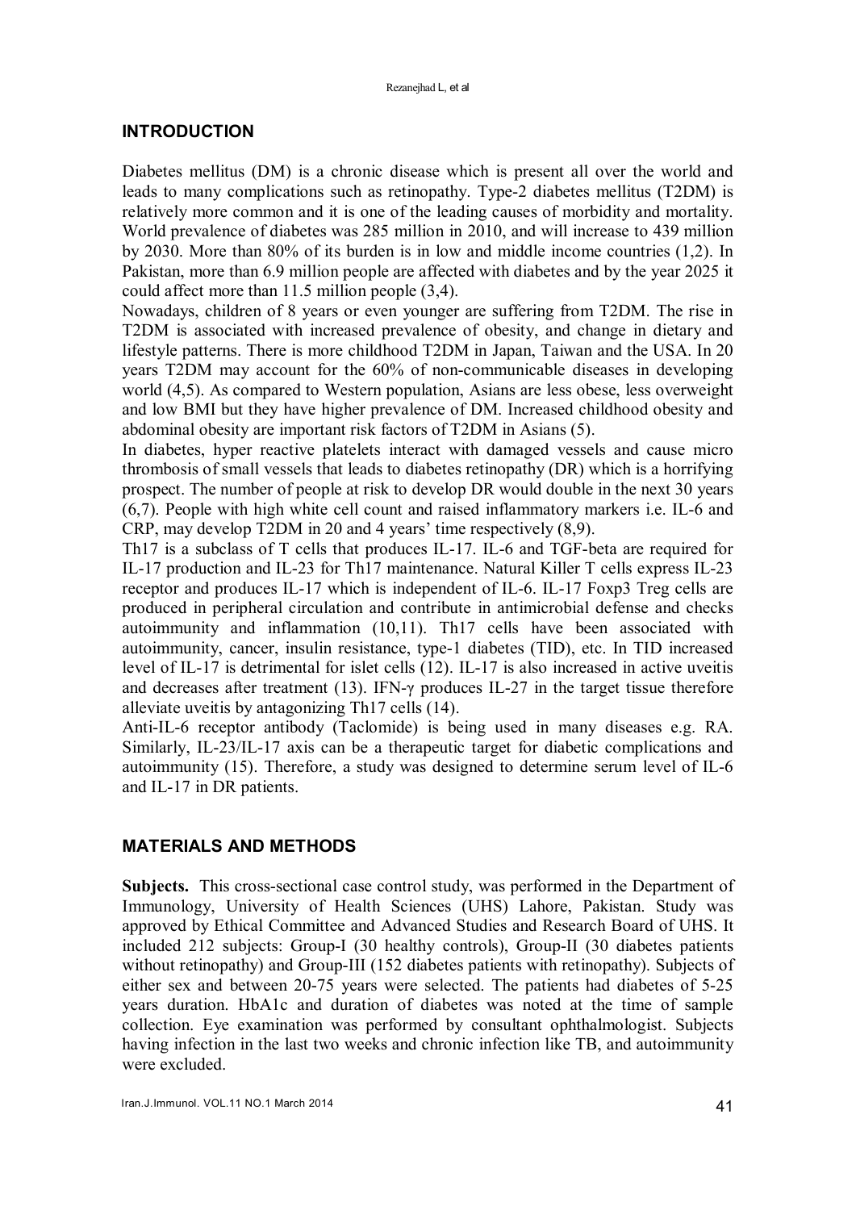## INTRODUCTION

Diabetes mellitus (DM) is a chronic disease which is present all over the world and leads to many complications such as retinopathy. Type-2 diabetes mellitus (T2DM) is relatively more common and it is one of the leading causes of morbidity and mortality. World prevalence of diabetes was 285 million in 2010, and will increase to 439 million by 2030. More than 80% of its burden is in low and middle income countries (1,2). In Pakistan, more than 6.9 million people are affected with diabetes and by the year 2025 it could affect more than 11.5 million people (3,4).

Nowadays, children of 8 years or even younger are suffering from T2DM. The rise in T2DM is associated with increased prevalence of obesity, and change in dietary and lifestyle patterns. There is more childhood T2DM in Japan, Taiwan and the USA. In 20 years T2DM may account for the 60% of non-communicable diseases in developing world (4,5). As compared to Western population, Asians are less obese, less overweight and low BMI but they have higher prevalence of DM. Increased childhood obesity and abdominal obesity are important risk factors of T2DM in Asians (5).

In diabetes, hyper reactive platelets interact with damaged vessels and cause micro thrombosis of small vessels that leads to diabetes retinopathy (DR) which is a horrifying prospect. The number of people at risk to develop DR would double in the next 30 years (6,7). People with high white cell count and raised inflammatory markers i.e. IL-6 and CRP, may develop T2DM in 20 and 4 years' time respectively (8,9).

Th17 is a subclass of T cells that produces IL-17. IL-6 and TGF-beta are required for IL-17 production and IL-23 for Th17 maintenance. Natural Killer T cells express IL-23 receptor and produces IL-17 which is independent of IL-6. IL-17 Foxp3 Treg cells are produced in peripheral circulation and contribute in antimicrobial defense and checks autoimmunity and inflammation (10,11). Th17 cells have been associated with autoimmunity, cancer, insulin resistance, type-1 diabetes (TID), etc. In TID increased level of IL-17 is detrimental for islet cells (12). IL-17 is also increased in active uveitis and decreases after treatment (13). IFN-γ produces IL-27 in the target tissue therefore alleviate uveitis by antagonizing Th17 cells (14).

Anti-IL-6 receptor antibody (Taclomide) is being used in many diseases e.g. RA. Similarly, IL-23/IL-17 axis can be a therapeutic target for diabetic complications and autoimmunity (15). Therefore, a study was designed to determine serum level of IL-6 and IL-17 in DR patients.

## MATERIALS AND METHODS

**Subjects.** This cross-sectional case control study, was performed in the Department of Immunology, University of Health Sciences (UHS) Lahore, Pakistan. Study was approved by Ethical Committee and Advanced Studies and Research Board of UHS. It included 212 subjects: Group-I (30 healthy controls), Group-II (30 diabetes patients without retinopathy) and Group-III (152 diabetes patients with retinopathy). Subjects of either sex and between 20-75 years were selected. The patients had diabetes of 5-25 years duration. HbA1c and duration of diabetes was noted at the time of sample collection. Eye examination was performed by consultant ophthalmologist. Subjects having infection in the last two weeks and chronic infection like TB, and autoimmunity were excluded.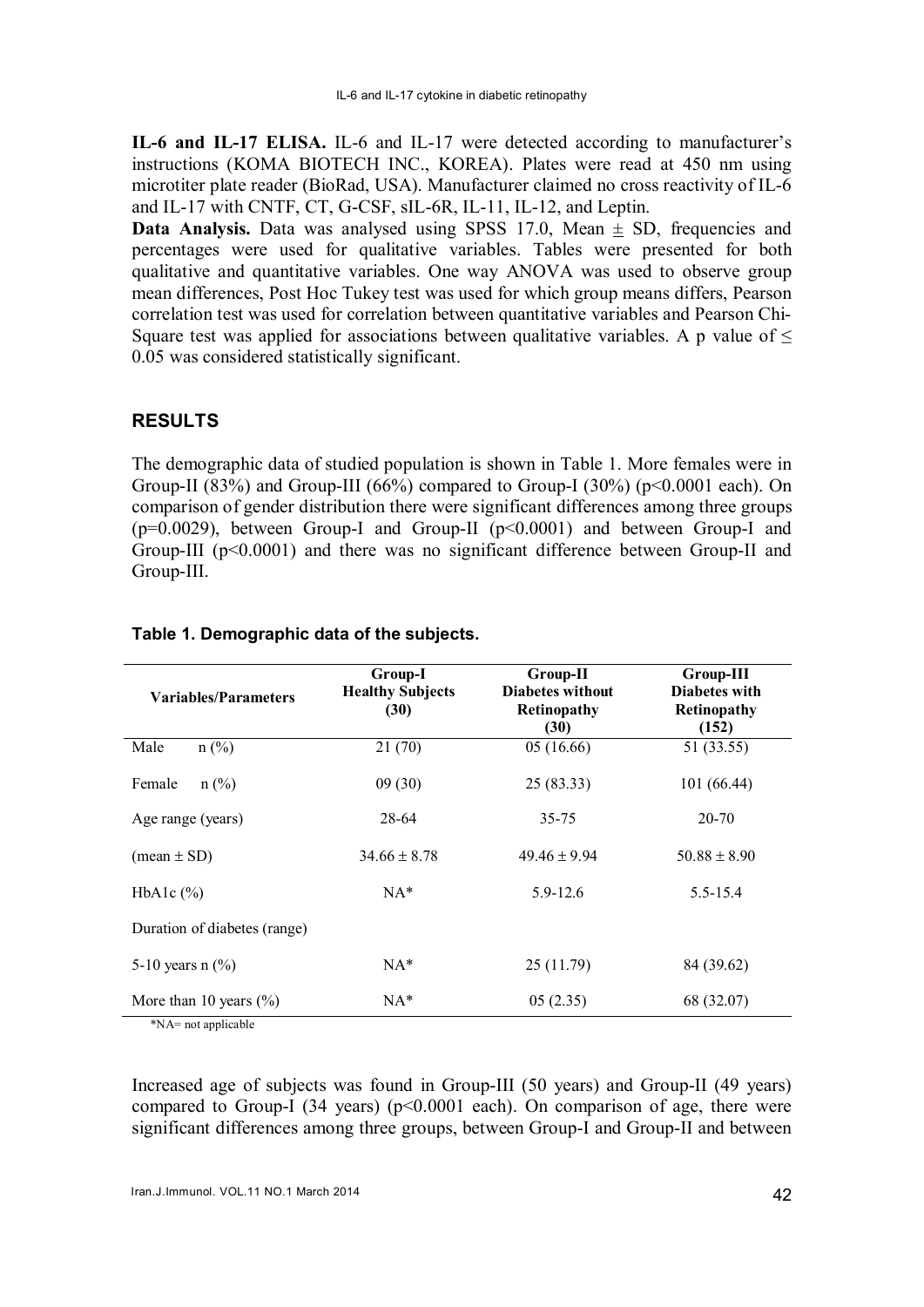**IL-6 and IL-17 ELISA.** IL-6 and IL-17 were detected according to manufacturer's instructions (KOMA BIOTECH INC., KOREA). Plates were read at 450 nm using microtiter plate reader (BioRad, USA). Manufacturer claimed no cross reactivity of IL-6 and IL-17 with CNTF, CT, G-CSF, sIL-6R, IL-11, IL-12, and Leptin.

**Data Analysis.** Data was analysed using SPSS 17.0, Mean ± SD, frequencies and percentages were used for qualitative variables. Tables were presented for both qualitative and quantitative variables. One way ANOVA was used to observe group mean differences, Post Hoc Tukey test was used for which group means differs, Pearson correlation test was used for correlation between quantitative variables and Pearson Chi-Square test was applied for associations between qualitative variables. A p value of $\leq 0.05$ was considered statistically significant.

## RESULTS

The demographic data of studied population is shown in Table 1. More females were in Group-II (83%) and Group-III (66%) compared to Group-I (30%) ($p<0.0001$ each). On comparison of gender distribution there were significant differences among three groups ($p=0.0029$), between Group-I and Group-II ($p<0.0001$) and between Group-I and Group-III ($p<0.0001$) and there was no significant difference between Group-II and Group-III.

**Table 1. Demographic data of the subjects.**

| Variables/Parameters | Group-I Healthy Subjects (30) | Group-II Diabetes without Retinopathy (30) | Group-III Diabetes with Retinopathy (152) |
|---|---|---|---|
| Male n (%) | 21 (70) | 05 (16.66) | 51 (33.55) |
| Female n (%) | 09 (30) | 25 (83.33) | 101 (66.44) |
| Age range (years) | 28-64 | 35-75 | 20-70 |
| (mean ± SD) | 34.66 ± 8.78 | 49.46 ± 9.94 | 50.88 ± 8.90 |
| HbA1c (%) | NA* | 5.9-12.6 | 5.5-15.4 |
| Duration of diabetes (range) | | | |
| 5-10 years n (%) | NA* | 25 (11.79) | 84 (39.62) |
| More than 10 years (%) | NA* | 05 (2.35) | 68 (32.07) |

*NA= not applicable

Increased age of subjects was found in Group-III (50 years) and Group-II (49 years) compared to Group-I (34 years) ($p<0.0001$ each). On comparison of age, there were significant differences among three groups, between Group-I and Group-II and between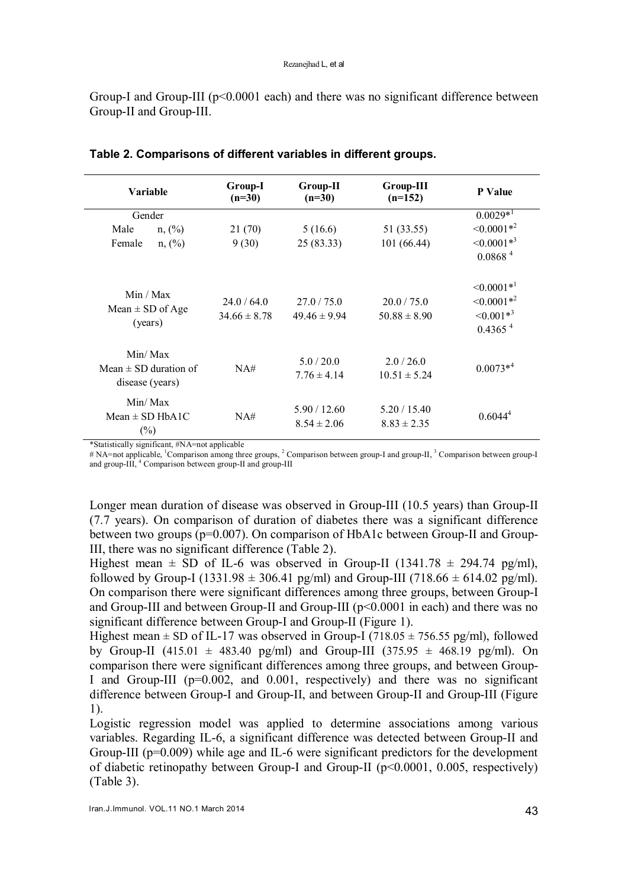Group-I and Group-III (p<0.0001 each) and there was no significant difference between Group-II and Group-III.

**Table 2. Comparisons of different variables in different groups.**

| Variable | Group-I (n=30) | Group-II (n=30) | Group-III (n=152) | P Value |
|---|---|---|---|---|
| Gender | | | | 0.0029*[1] |
| Male n, (%) | 21 (70) | 5 (16.6) | 51 (33.55) | <0.0001*[2] |
| Female n, (%) | 9 (30) | 25 (83.33) | 101 (66.44) | <0.0001*[3] |
| | | | | 0.0868 [4] |
| Min / Max Mean ± SD of Age (years) | 24.0 / 64.0 34.66 ± 8.78 | 27.0 / 75.0 49.46 ± 9.94 | 20.0 / 75.0 50.88 ± 8.90 | <0.0001*[1] <0.0001*[2] <0.001*[3] 0.4365 [4] |
| Min/ Max Mean ± SD duration of disease (years) | NA# | 5.0 / 20.0 7.76 ± 4.14 | 2.0 / 26.0 10.51 ± 5.24 | 0.0073*[4] |
| Min/ Max Mean ± SD HbA1C (%) | NA# | 5.90 / 12.60 8.54 ± 2.06 | 5.20 / 15.40 8.83 ± 2.35 | 0.6044[4] |

*Statistically significant, #NA=not applicable

# NA=not applicable, [1]Comparison among three groups, [2] Comparison between group-I and group-II, [3] Comparison between group-I and group-III, [4] Comparison between group-II and group-III

Longer mean duration of disease was observed in Group-III (10.5 years) than Group-II (7.7 years). On comparison of duration of diabetes there was a significant difference between two groups (p=0.007). On comparison of HbA1c between Group-II and Group-III, there was no significant difference (Table 2).

Highest mean ± SD of IL-6 was observed in Group-II (1341.78 ± 294.74 pg/ml), followed by Group-I (1331.98 ± 306.41 pg/ml) and Group-III (718.66 ± 614.02 pg/ml). On comparison there were significant differences among three groups, between Group-I and Group-III and between Group-II and Group-III (p<0.0001 in each) and there was no significant difference between Group-I and Group-II (Figure 1).

Highest mean ± SD of IL-17 was observed in Group-I (718.05 ± 756.55 pg/ml), followed by Group-II (415.01 ± 483.40 pg/ml) and Group-III (375.95 ± 468.19 pg/ml). On comparison there were significant differences among three groups, and between Group-I and Group-III (p=0.002, and 0.001, respectively) and there was no significant difference between Group-I and Group-II, and between Group-II and Group-III (Figure 1).

Logistic regression model was applied to determine associations among various variables. Regarding IL-6, a significant difference was detected between Group-II and Group-III (p=0.009) while age and IL-6 were significant predictors for the development of diabetic retinopathy between Group-I and Group-II (p<0.0001, 0.005, respectively) (Table 3).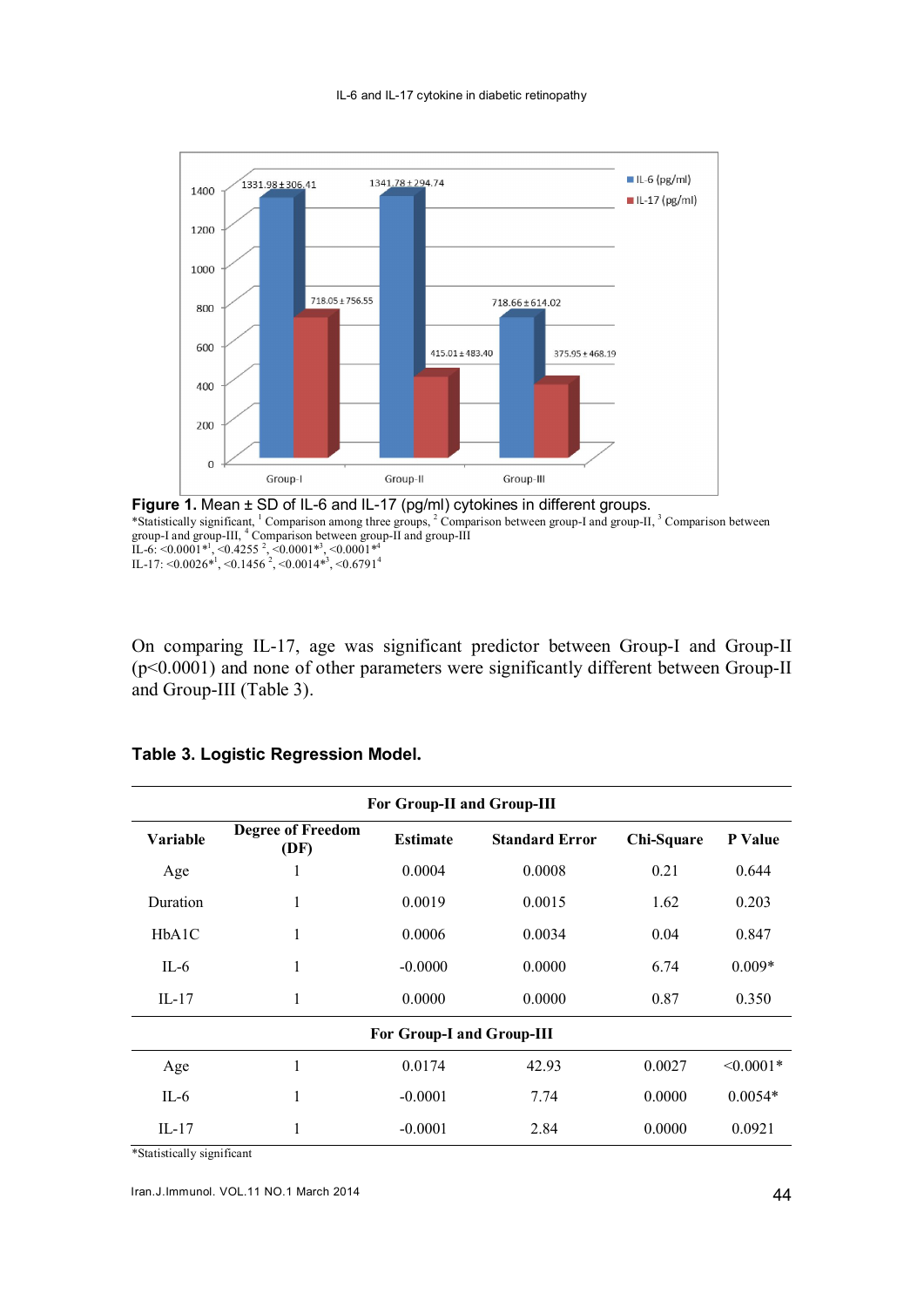**Figure 1.** Mean ± SD of IL-6 and IL-17 (pg/ml) cytokines in different groups.
*Statistically significant, [1] Comparison among three groups, [2] Comparison between group-I and group-II, [3] Comparison between group-I and group-III, [4] Comparison between group-II and group-III
IL-6: <0.0001*[1], <0.4255 [2], <0.0001*[3], <0.0001*[4]
IL-17: <0.0026*[1], <0.1456 [2], <0.0014*[3], <0.6791[4]

On comparing IL-17, age was significant predictor between Group-I and Group-II ($p<0.0001$) and none of other parameters were significantly different between Group-II and Group-III (Table 3).

**Table 3. Logistic Regression Model.**

| Variable | Degree of Freedom (DF) | Estimate | Standard Error | Chi-Square | P Value |
|---|---|---|---|---|---|
| **For Group-II and Group-III** | | | | | |
| Age | 1 | 0.0004 | 0.0008 | 0.21 | 0.644 |
| Duration | 1 | 0.0019 | 0.0015 | 1.62 | 0.203 |
| HbA1C | 1 | 0.0006 | 0.0034 | 0.04 | 0.847 |
| IL-6 | 1 | -0.0000 | 0.0000 | 6.74 | 0.009* |
| IL-17 | 1 | 0.0000 | 0.0000 | 0.87 | 0.350 |
| **For Group-I and Group-III** | | | | | |
| Age | 1 | 0.0174 | 42.93 | 0.0027 | <0.0001* |
| IL-6 | 1 | -0.0001 | 7.74 | 0.0000 | 0.0054* |
| IL-17 | 1 | -0.0001 | 2.84 | 0.0000 | 0.0921 |

*Statistically significant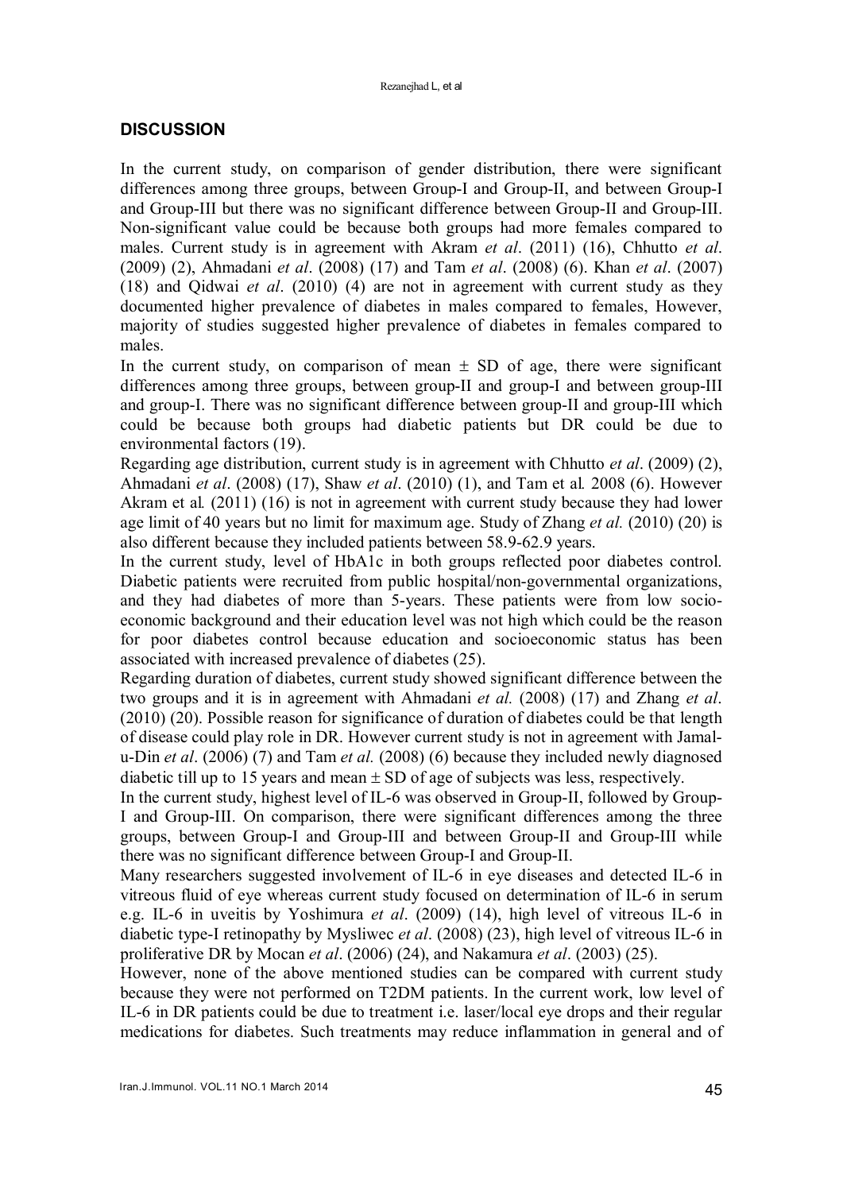## DISCUSSION

In the current study, on comparison of gender distribution, there were significant differences among three groups, between Group-I and Group-II, and between Group-I and Group-III but there was no significant difference between Group-II and Group-III. Non-significant value could be because both groups had more females compared to males. Current study is in agreement with Akram *et al*. (2011) (16), Chhutto *et al*. (2009) (2), Ahmadani *et al*. (2008) (17) and Tam *et al*. (2008) (6). Khan *et al*. (2007) (18) and Qidwai *et al*. (2010) (4) are not in agreement with current study as they documented higher prevalence of diabetes in males compared to females, However, majority of studies suggested higher prevalence of diabetes in females compared to males.

In the current study, on comparison of mean ± SD of age, there were significant differences among three groups, between group-II and group-I and between group-III and group-I. There was no significant difference between group-II and group-III which could be because both groups had diabetic patients but DR could be due to environmental factors (19).

Regarding age distribution, current study is in agreement with Chhutto *et al*. (2009) (2), Ahmadani *et al*. (2008) (17), Shaw *et al*. (2010) (1), and Tam et al. 2008 (6). However Akram et al. (2011) (16) is not in agreement with current study because they had lower age limit of 40 years but no limit for maximum age. Study of Zhang *et al.* (2010) (20) is also different because they included patients between 58.9-62.9 years.

In the current study, level of HbA1c in both groups reflected poor diabetes control. Diabetic patients were recruited from public hospital/non-governmental organizations, and they had diabetes of more than 5-years. These patients were from low socio-economic background and their education level was not high which could be the reason for poor diabetes control because education and socioeconomic status has been associated with increased prevalence of diabetes (25).

Regarding duration of diabetes, current study showed significant difference between the two groups and it is in agreement with Ahmadani *et al.* (2008) (17) and Zhang *et al*. (2010) (20). Possible reason for significance of duration of diabetes could be that length of disease could play role in DR. However current study is not in agreement with Jamal-u-Din *et al*. (2006) (7) and Tam *et al.* (2008) (6) because they included newly diagnosed diabetic till up to 15 years and mean ± SD of age of subjects was less, respectively.

In the current study, highest level of IL-6 was observed in Group-II, followed by Group-I and Group-III. On comparison, there were significant differences among the three groups, between Group-I and Group-III and between Group-II and Group-III while there was no significant difference between Group-I and Group-II.

Many researchers suggested involvement of IL-6 in eye diseases and detected IL-6 in vitreous fluid of eye whereas current study focused on determination of IL-6 in serum e.g. IL-6 in uveitis by Yoshimura *et al*. (2009) (14), high level of vitreous IL-6 in diabetic type-I retinopathy by Mysliwec *et al*. (2008) (23), high level of vitreous IL-6 in proliferative DR by Mocan *et al*. (2006) (24), and Nakamura *et al*. (2003) (25).

However, none of the above mentioned studies can be compared with current study because they were not performed on T2DM patients. In the current work, low level of IL-6 in DR patients could be due to treatment i.e. laser/local eye drops and their regular medications for diabetes. Such treatments may reduce inflammation in general and of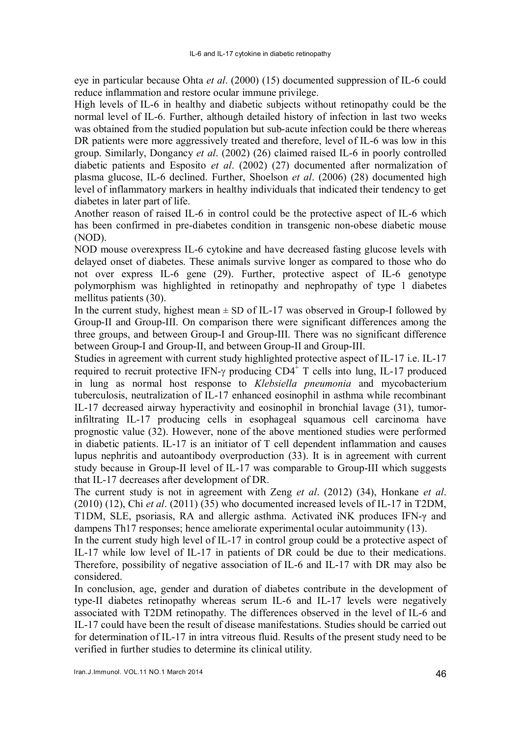eye in particular because Ohta *et al*. (2000) (15) documented suppression of IL-6 could reduce inflammation and restore ocular immune privilege.

High levels of IL-6 in healthy and diabetic subjects without retinopathy could be the normal level of IL-6. Further, although detailed history of infection in last two weeks was obtained from the studied population but sub-acute infection could be there whereas DR patients were more aggressively treated and therefore, level of IL-6 was low in this group. Similarly, Dongancy *et al*. (2002) (26) claimed raised IL-6 in poorly controlled diabetic patients and Esposito *et al*. (2002) (27) documented after normalization of plasma glucose, IL-6 declined. Further, Shoelson *et al*. (2006) (28) documented high level of inflammatory markers in healthy individuals that indicated their tendency to get diabetes in later part of life.

Another reason of raised IL-6 in control could be the protective aspect of IL-6 which has been confirmed in pre-diabetes condition in transgenic non-obese diabetic mouse (NOD).

NOD mouse overexpress IL-6 cytokine and have decreased fasting glucose levels with delayed onset of diabetes. These animals survive longer as compared to those who do not over express IL-6 gene (29). Further, protective aspect of IL-6 genotype polymorphism was highlighted in retinopathy and nephropathy of type 1 diabetes mellitus patients (30).

In the current study, highest mean ± SD of IL-17 was observed in Group-I followed by Group-II and Group-III. On comparison there were significant differences among the three groups, and between Group-I and Group-III. There was no significant difference between Group-I and Group-II, and between Group-II and Group-III.

Studies in agreement with current study highlighted protective aspect of IL-17 i.e. IL-17 required to recruit protective IFN-γ producing $CD4^+$ T cells into lung, IL-17 produced in lung as normal host response to *Klebsiella pneumonia* and mycobacterium tuberculosis, neutralization of IL-17 enhanced eosinophil in asthma while recombinant IL-17 decreased airway hyperactivity and eosinophil in bronchial lavage (31), tumor-infiltrating IL-17 producing cells in esophageal squamous cell carcinoma have prognostic value (32). However, none of the above mentioned studies were performed in diabetic patients. IL-17 is an initiator of T cell dependent inflammation and causes lupus nephritis and autoantibody overproduction (33). It is in agreement with current study because in Group-II level of IL-17 was comparable to Group-III which suggests that IL-17 decreases after development of DR.

The current study is not in agreement with Zeng *et al*. (2012) (34), Honkane *et al*. (2010) (12), Chi *et al*. (2011) (35) who documented increased levels of IL-17 in T2DM, T1DM, SLE, psoriasis, RA and allergic asthma. Activated iNK produces IFN-γ and dampens Th17 responses; hence ameliorate experimental ocular autoimmunity (13).

In the current study high level of IL-17 in control group could be a protective aspect of IL-17 while low level of IL-17 in patients of DR could be due to their medications. Therefore, possibility of negative association of IL-6 and IL-17 with DR may also be considered.

In conclusion, age, gender and duration of diabetes contribute in the development of type-II diabetes retinopathy whereas serum IL-6 and IL-17 levels were negatively associated with T2DM retinopathy. The differences observed in the level of IL-6 and IL-17 could have been the result of disease manifestations. Studies should be carried out for determination of IL-17 in intra vitreous fluid. Results of the present study need to be verified in further studies to determine its clinical utility.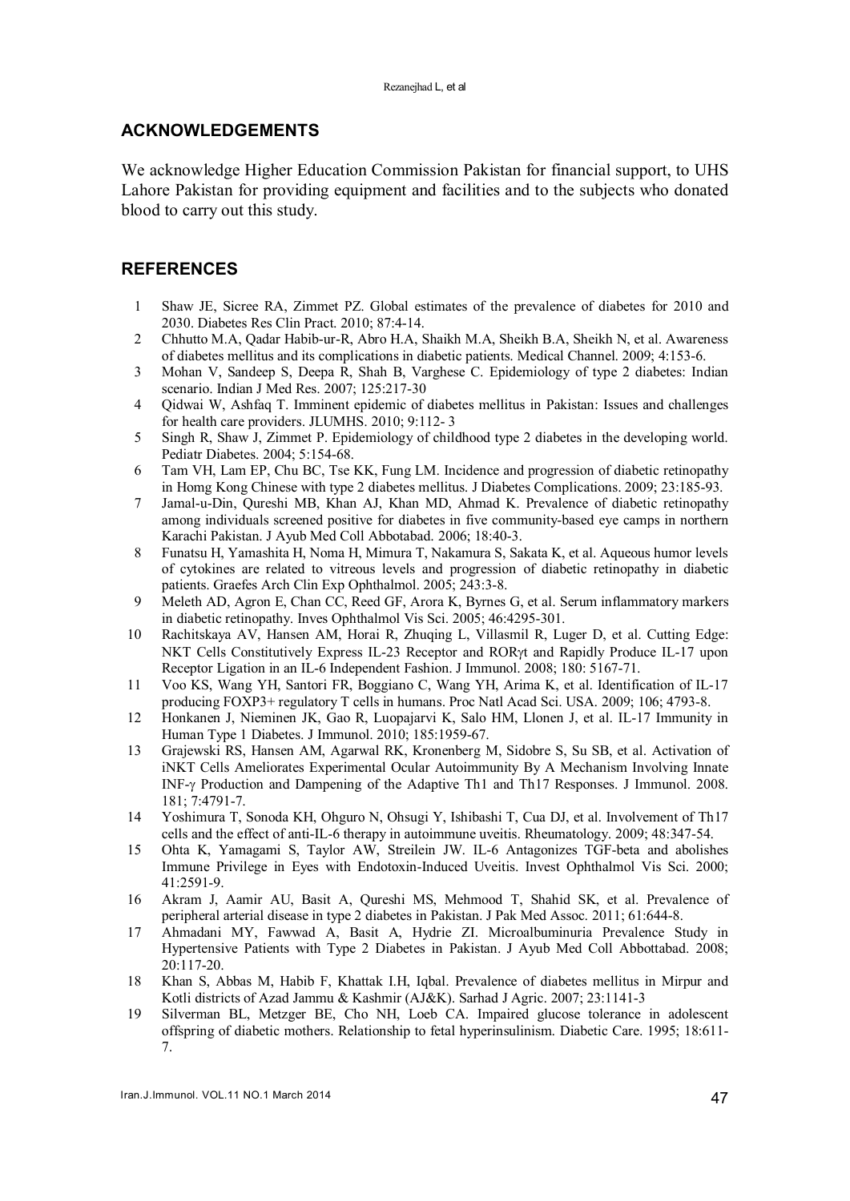## ACKNOWLEDGEMENTS

We acknowledge Higher Education Commission Pakistan for financial support, to UHS Lahore Pakistan for providing equipment and facilities and to the subjects who donated blood to carry out this study.

## REFERENCES

1. Shaw JE, Sicree RA, Zimmet PZ. Global estimates of the prevalence of diabetes for 2010 and 2030. Diabetes Res Clin Pract. 2010; 87:4-14.
2. Chhutto M.A, Qadar Habib-ur-R, Abro H.A, Shaikh M.A, Sheikh B.A, Sheikh N, et al. Awareness of diabetes mellitus and its complications in diabetic patients. Medical Channel. 2009; 4:153-6.
3. Mohan V, Sandeep S, Deepa R, Shah B, Varghese C. Epidemiology of type 2 diabetes: Indian scenario. Indian J Med Res. 2007; 125:217-30
4. Qidwai W, Ashfaq T. Imminent epidemic of diabetes mellitus in Pakistan: Issues and challenges for health care providers. JLUMHS. 2010; 9:112- 3
5. Singh R, Shaw J, Zimmet P. Epidemiology of childhood type 2 diabetes in the developing world. Pediatr Diabetes. 2004; 5:154-68.
6. Tam VH, Lam EP, Chu BC, Tse KK, Fung LM. Incidence and progression of diabetic retinopathy in Homg Kong Chinese with type 2 diabetes mellitus. J Diabetes Complications. 2009; 23:185-93.
7. Jamal-u-Din, Qureshi MB, Khan AJ, Khan MD, Ahmad K. Prevalence of diabetic retinopathy among individuals screened positive for diabetes in five community-based eye camps in northern Karachi Pakistan. J Ayub Med Coll Abbotabad. 2006; 18:40-3.
8. Funatsu H, Yamashita H, Noma H, Mimura T, Nakamura S, Sakata K, et al. Aqueous humor levels of cytokines are related to vitreous levels and progression of diabetic retinopathy in diabetic patients. Graefes Arch Clin Exp Ophthalmol. 2005; 243:3-8.
9. Meleth AD, Agron E, Chan CC, Reed GF, Arora K, Byrnes G, et al. Serum inflammatory markers in diabetic retinopathy. Inves Ophthalmol Vis Sci. 2005; 46:4295-301.
10. Rachitskaya AV, Hansen AM, Horai R, Zhuqing L, Villasmil R, Luger D, et al. Cutting Edge: NKT Cells Constitutively Express IL-23 Receptor and RORγt and Rapidly Produce IL-17 upon Receptor Ligation in an IL-6 Independent Fashion. J Immunol. 2008; 180: 5167-71.
11. Voo KS, Wang YH, Santori FR, Boggiano C, Wang YH, Arima K, et al. Identification of IL-17 producing FOXP3+ regulatory T cells in humans. Proc Natl Acad Sci. USA. 2009; 106; 4793-8.
12. Honkanen J, Nieminen JK, Gao R, Luopajarvi K, Salo HM, Llonen J, et al. IL-17 Immunity in Human Type 1 Diabetes. J Immunol. 2010; 185:1959-67.
13. Grajewski RS, Hansen AM, Agarwal RK, Kronenberg M, Sidobre S, Su SB, et al. Activation of iNKT Cells Ameliorates Experimental Ocular Autoimmunity By A Mechanism Involving Innate INF-γ Production and Dampening of the Adaptive Th1 and Th17 Responses. J Immunol. 2008. 181; 7:4791-7.
14. Yoshimura T, Sonoda KH, Ohguro N, Ohsugi Y, Ishibashi T, Cua DJ, et al. Involvement of Th17 cells and the effect of anti-IL-6 therapy in autoimmune uveitis. Rheumatology. 2009; 48:347-54.
15. Ohta K, Yamagami S, Taylor AW, Streilein JW. IL-6 Antagonizes TGF-beta and abolishes Immune Privilege in Eyes with Endotoxin-Induced Uveitis. Invest Ophthalmol Vis Sci. 2000; 41:2591-9.
16. Akram J, Aamir AU, Basit A, Qureshi MS, Mehmood T, Shahid SK, et al. Prevalence of peripheral arterial disease in type 2 diabetes in Pakistan. J Pak Med Assoc. 2011; 61:644-8.
17. Ahmadani MY, Fawwad A, Basit A, Hydrie ZI. Microalbuminuria Prevalence Study in Hypertensive Patients with Type 2 Diabetes in Pakistan. J Ayub Med Coll Abbottabad. 2008; 20:117-20.
18. Khan S, Abbas M, Habib F, Khattak I.H, Iqbal. Prevalence of diabetes mellitus in Mirpur and Kotli districts of Azad Jammu & Kashmir (AJ&K). Sarhad J Agric. 2007; 23:1141-3
19. Silverman BL, Metzger BE, Cho NH, Loeb CA. Impaired glucose tolerance in adolescent offspring of diabetic mothers. Relationship to fetal hyperinsulinism. Diabetic Care. 1995; 18:611-7.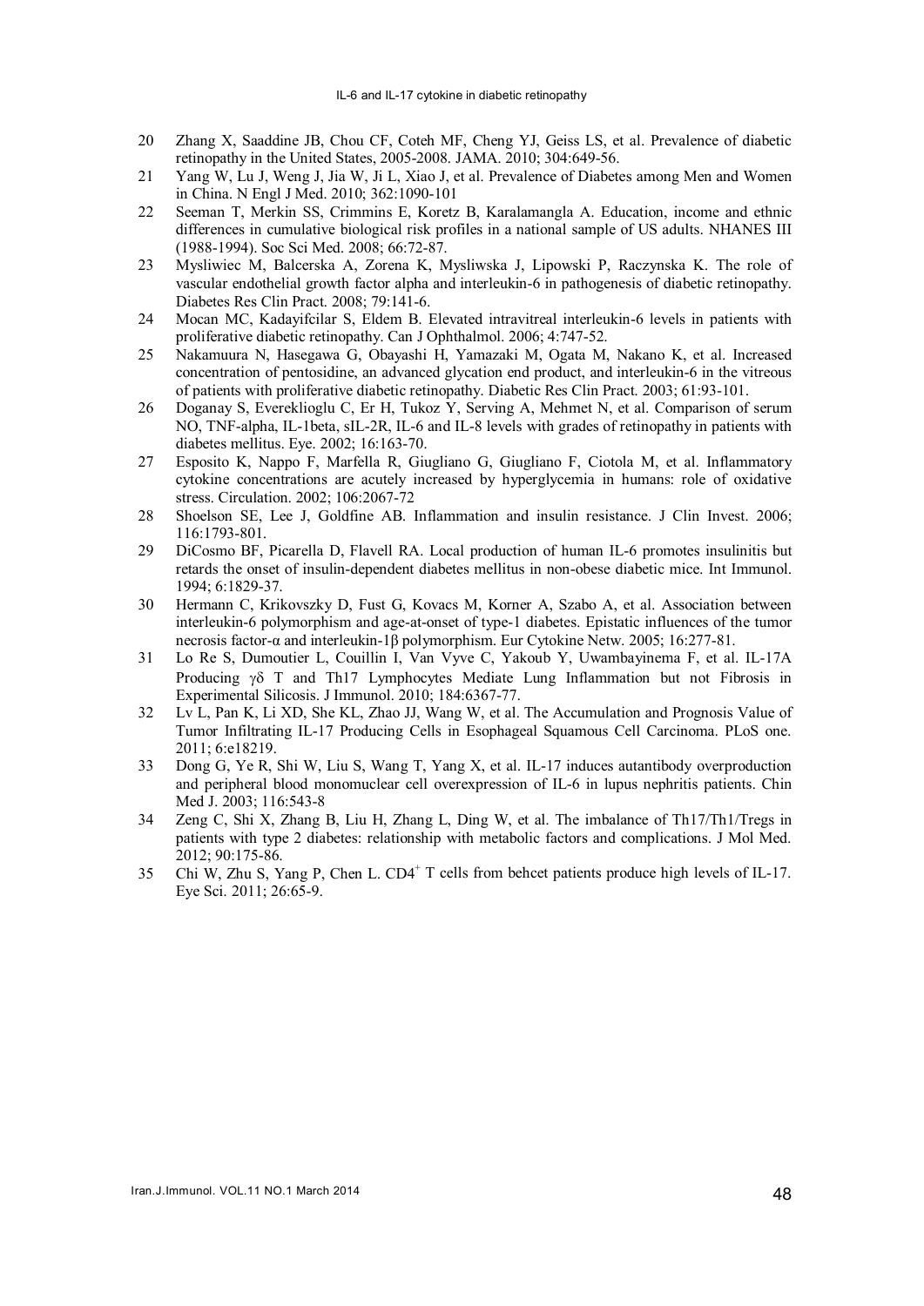20 Zhang X, Saaddine JB, Chou CF, Coteh MF, Cheng YJ, Geiss LS, et al. Prevalence of diabetic retinopathy in the United States, 2005-2008. JAMA. 2010; 304:649-56.

21 Yang W, Lu J, Weng J, Jia W, Ji L, Xiao J, et al. Prevalence of Diabetes among Men and Women in China. N Engl J Med. 2010; 362:1090-101

22 Seeman T, Merkin SS, Crimmins E, Koretz B, Karalamangla A. Education, income and ethnic differences in cumulative biological risk profiles in a national sample of US adults. NHANES III (1988-1994). Soc Sci Med. 2008; 66:72-87.

23 Mysliwiec M, Balcerska A, Zorena K, Mysliwska J, Lipowski P, Raczynska K. The role of vascular endothelial growth factor alpha and interleukin-6 in pathogenesis of diabetic retinopathy. Diabetes Res Clin Pract. 2008; 79:141-6.

24 Mocan MC, Kadayifcilar S, Eldem B. Elevated intravitreal interleukin-6 levels in patients with proliferative diabetic retinopathy. Can J Ophthalmol. 2006; 4:747-52.

25 Nakamuura N, Hasegawa G, Obayashi H, Yamazaki M, Ogata M, Nakano K, et al. Increased concentration of pentosidine, an advanced glycation end product, and interleukin-6 in the vitreous of patients with proliferative diabetic retinopathy. Diabetic Res Clin Pract. 2003; 61:93-101.

26 Doganay S, Evereklioglu C, Er H, Tukoz Y, Serving A, Mehmet N, et al. Comparison of serum NO, TNF-alpha, IL-1beta, sIL-2R, IL-6 and IL-8 levels with grades of retinopathy in patients with diabetes mellitus. Eye. 2002; 16:163-70.

27 Esposito K, Nappo R, Marfella R, Giugliano G, Giugliano F, Ciotola M, et al. Inflammatory cytokine concentrations are acutely increased by hyperglycemia in humans: role of oxidative stress. Circulation. 2002; 106:2067-72

28 Shoelson SE, Lee J, Goldfine AB. Inflammation and insulin resistance. J Clin Invest. 2006; 116:1793-801.

29 DiCosmo BF, Picarella D, Flavell RA. Local production of human IL-6 promotes insulinitis but retards the onset of insulin-dependent diabetes mellitus in non-obese diabetic mice. Int Immunol. 1994; 6:1829-37.

30 Hermann C, Krikovszky D, Fust G, Kovacs M, Korner A, Szabo A, et al. Association between interleukin-6 polymorphism and age-at-onset of type-1 diabetes. Epistatic influences of the tumor necrosis factor-α and interleukin-1β polymorphism. Eur Cytokine Netw. 2005; 16:277-81.

31 Lo Re S, Dumoutier L, Couillin I, Van Vyve C, Yakoub Y, Uwambayinema F, et al. IL-17A Producing γδ T and Th17 Lymphocytes Mediate Lung Inflammation but not Fibrosis in Experimental Silicosis. J Immunol. 2010; 184:6367-77.

32 Lv L, Pan K, Li XD, She KL, Zhao JJ, Wang W, et al. The Accumulation and Prognosis Value of Tumor Infiltrating IL-17 Producing Cells in Esophageal Squamous Cell Carcinoma. PLoS one. 2011; 6:e18219.

33 Dong G, Ye R, Shi W, Liu S, Wang T, Yang X, et al. IL-17 induces autantibody overproduction and peripheral blood monomuclear cell overexpression of IL-6 in lupus nephritis patients. Chin Med J. 2003; 116:543-8

34 Zeng C, Shi X, Zhang B, Liu H, Zhang L, Ding W, et al. The imbalance of Th17/Th1/Tregs in patients with type 2 diabetes: relationship with metabolic factors and complications. J Mol Med. 2012; 90:175-86.

35 Chi W, Zhu S, Yang P, Chen L. $CD4^{+}$ T cells from behcet patients produce high levels of IL-17. Eye Sci. 2011; 26:65-9.